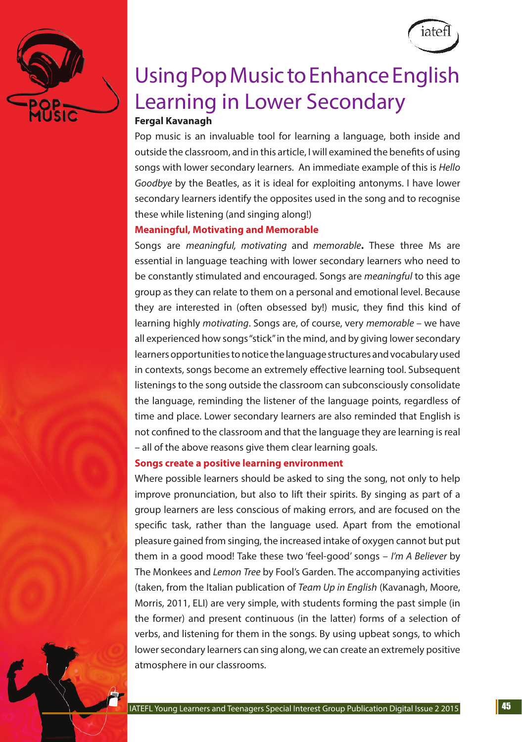# Using Pop Music to Enhance English Learning in Lower Secondary

**Fergal Kavanagh**

Pop music is an invaluable tool for learning a language, both inside and outside the classroom, and in this article, I will examined the benefits of using songs with lower secondary learners. An immediate example of this is *Hello Goodbye* by the Beatles, as it is ideal for exploiting antonyms. I have lower secondary learners identify the opposites used in the song and to recognise these while listening (and singing along!)

## Meaningful, Motivating and Memorable

Songs are *meaningful, motivating* and *memorable***.** These three Ms are essential in language teaching with lower secondary learners who need to be constantly stimulated and encouraged. Songs are *meaningful* to this age group as they can relate to them on a personal and emotional level. Because they are interested in (often obsessed by!) music, they find this kind of learning highly *motivating*. Songs are, of course, very *memorable* – we have all experienced how songs "stick" in the mind, and by giving lower secondary learners opportunities to notice the language structures and vocabulary used in contexts, songs become an extremely effective learning tool. Subsequent listenings to the song outside the classroom can subconsciously consolidate the language, reminding the listener of the language points, regardless of time and place. Lower secondary learners are also reminded that English is not confined to the classroom and that the language they are learning is real – all of the above reasons give them clear learning goals.

## Songs create a positive learning environment

Where possible learners should be asked to sing the song, not only to help improve pronunciation, but also to lift their spirits. By singing as part of a group learners are less conscious of making errors, and are focused on the specific task, rather than the language used. Apart from the emotional pleasure gained from singing, the increased intake of oxygen cannot but put them in a good mood! Take these two 'feel-good' songs – *I'm A Believer* by The Monkees and *Lemon Tree* by Fool's Garden. The accompanying activities (taken, from the Italian publication of *Team Up in English* (Kavanagh, Moore, Morris, 2011, ELI) are very simple, with students forming the past simple (in the former) and present continuous (in the latter) forms of a selection of verbs, and listening for them in the songs. By using upbeat songs, to which lower secondary learners can sing along, we can create an extremely positive atmosphere in our classrooms.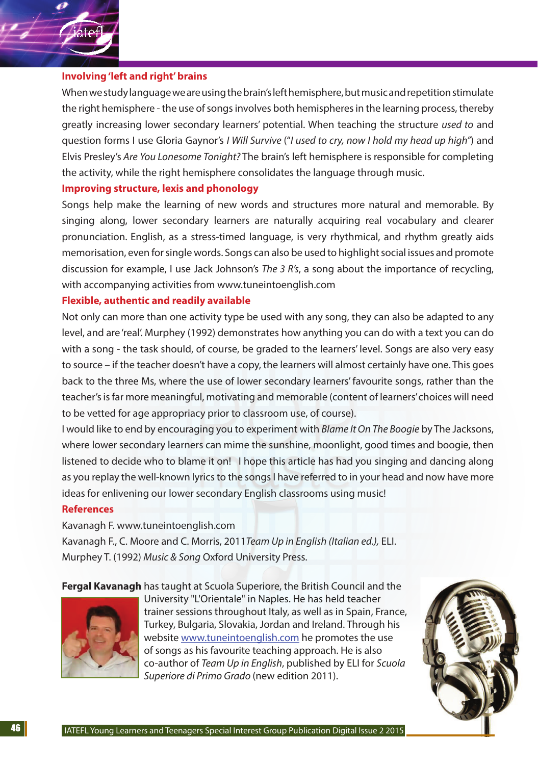### Involving 'left and right' brains

When we study language we are using the brain's left hemisphere, but music and repetition stimulate the right hemisphere - the use of songs involves both hemispheres in the learning process, thereby greatly increasing lower secondary learners' potential. When teaching the structure *used to* and question forms I use Gloria Gaynor's *I Will Survive* ("*I used to cry, now I hold my head up high*") and Elvis Presley's *Are You Lonesome Tonight?* The brain's left hemisphere is responsible for completing the activity, while the right hemisphere consolidates the language through music.

### Improving structure, lexis and phonology

Songs help make the learning of new words and structures more natural and memorable. By singing along, lower secondary learners are naturally acquiring real vocabulary and clearer pronunciation. English, as a stress-timed language, is very rhythmical, and rhythm greatly aids memorisation, even for single words. Songs can also be used to highlight social issues and promote discussion for example, I use Jack Johnson's *The 3 R's*, a song about the importance of recycling, with accompanying activities from www.tuneintoenglish.com

### Flexible, authentic and readily available

Not only can more than one activity type be used with any song, they can also be adapted to any level, and are 'real'. Murphey (1992) demonstrates how anything you can do with a text you can do with a song - the task should, of course, be graded to the learners' level. Songs are also very easy to source – if the teacher doesn't have a copy, the learners will almost certainly have one. This goes back to the three Ms, where the use of lower secondary learners' favourite songs, rather than the teacher's is far more meaningful, motivating and memorable (content of learners' choices will need to be vetted for age appropriacy prior to classroom use, of course).

I would like to end by encouraging you to experiment with *Blame It On The Boogie* by The Jacksons, where lower secondary learners can mime the sunshine, moonlight, good times and boogie, then listened to decide who to blame it on! I hope this article has had you singing and dancing along as you replay the well-known lyrics to the songs I have referred to in your head and now have more ideas for enlivening our lower secondary English classrooms using music!

### References

Kavanagh F. www.tuneintoenglish.com

Kavanagh F., C. Moore and C. Morris, 2011*Team Up in English (Italian ed.),* ELI.

Murphey T. (1992) *Music & Song* Oxford University Press.

**Fergal Kavanagh** has taught at Scuola Superiore, the British Council and the University "L'Orientale" in Naples. He has held teacher trainer sessions throughout Italy, as well as in Spain, France, Turkey, Bulgaria, Slovakia, Jordan and Ireland. Through his website www.tuneintoenglish.com he promotes the use of songs as his favourite teaching approach. He is also co-author of *Team Up in English*, published by ELI for *Scuola Superiore di Primo Grado* (new edition 2011).